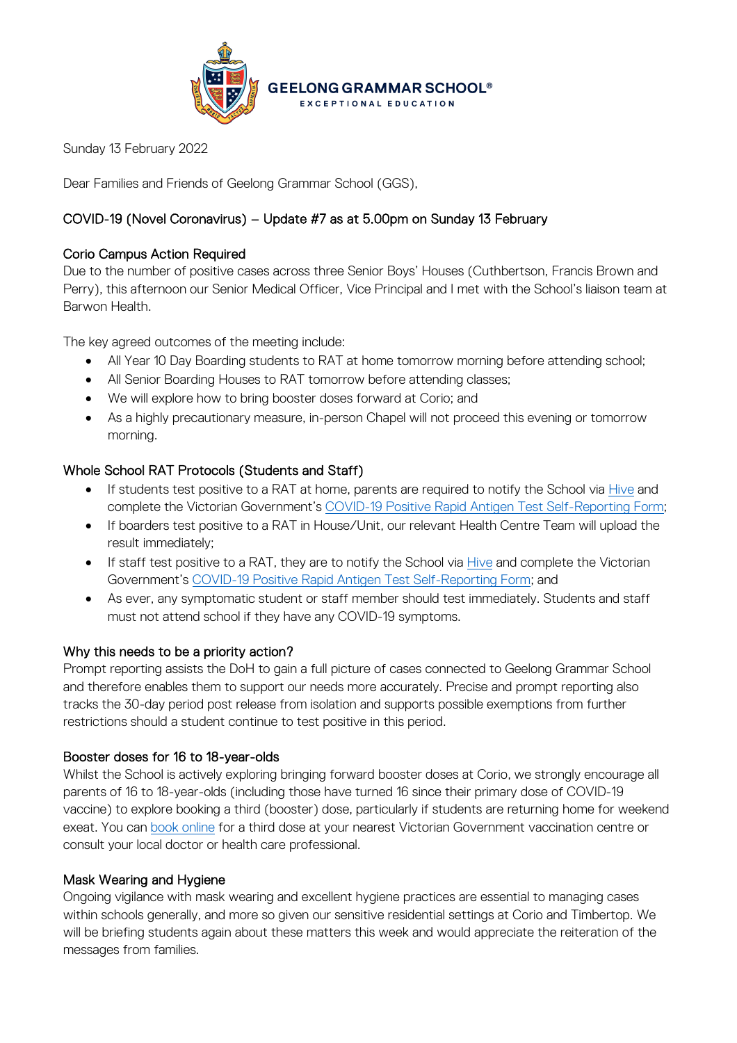GEELONG GRAMMAR SCHOOL®

EXCEPTIONAL EDUCATION

Sunday 13 February 2022

Dear Families and Friends of Geelong Grammar School (GGS),

## COVID-19 (Novel Coronavirus) – Update #7 as at 5.00pm on Sunday 13 February

### Corio Campus Action Required

Due to the number of positive cases across three Senior Boys' Houses (Cuthbertson, Francis Brown and Perry), this afternoon our Senior Medical Officer, Vice Principal and I met with the School's liaison team at Barwon Health.

The key agreed outcomes of the meeting include:

- All Year 10 Day Boarding students to RAT at home tomorrow morning before attending school;
- All Senior Boarding Houses to RAT tomorrow before attending classes;
- We will explore how to bring booster doses forward at Corio; and
- As a highly precautionary measure, in-person Chapel will not proceed this evening or tomorrow morning.

### Whole School RAT Protocols (Students and Staff)

- If students test positive to a RAT at home, parents are required to notify the School via Hive and complete the Victorian Government's COVID-19 Positive Rapid Antigen Test Self-Reporting Form;
- If boarders test positive to a RAT in House/Unit, our relevant Health Centre Team will upload the result immediately;
- If staff test positive to a RAT, they are to notify the School via Hive and complete the Victorian Government's COVID-19 Positive Rapid Antigen Test Self-Reporting Form; and
- As ever, any symptomatic student or staff member should test immediately. Students and staff must not attend school if they have any COVID-19 symptoms.

### Why this needs to be a priority action?

Prompt reporting assists the DoH to gain a full picture of cases connected to Geelong Grammar School and therefore enables them to support our needs more accurately. Precise and prompt reporting also tracks the 30-day period post release from isolation and supports possible exemptions from further restrictions should a student continue to test positive in this period.

### Booster doses for 16 to 18-year-olds

Whilst the School is actively exploring bringing forward booster doses at Corio, we strongly encourage all parents of 16 to 18-year-olds (including those have turned 16 since their primary dose of COVID-19 vaccine) to explore booking a third (booster) dose, particularly if students are returning home for weekend exeat. You can book online for a third dose at your nearest Victorian Government vaccination centre or consult your local doctor or health care professional.

### Mask Wearing and Hygiene

Ongoing vigilance with mask wearing and excellent hygiene practices are essential to managing cases within schools generally, and more so given our sensitive residential settings at Corio and Timbertop. We will be briefing students again about these matters this week and would appreciate the reiteration of the messages from families.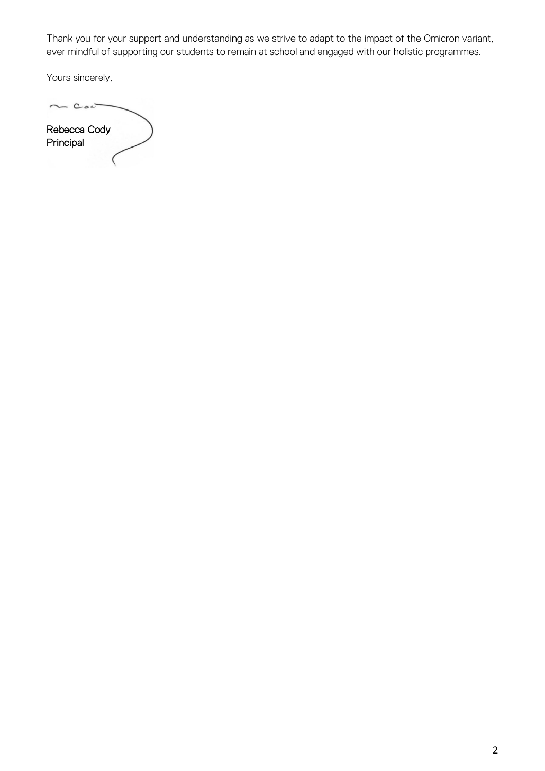Thank you for your support and understanding as we strive to adapt to the impact of the Omicron variant, ever mindful of supporting our students to remain at school and engaged with our holistic programmes.

Yours sincerely,

Rebecca Cody
Principal